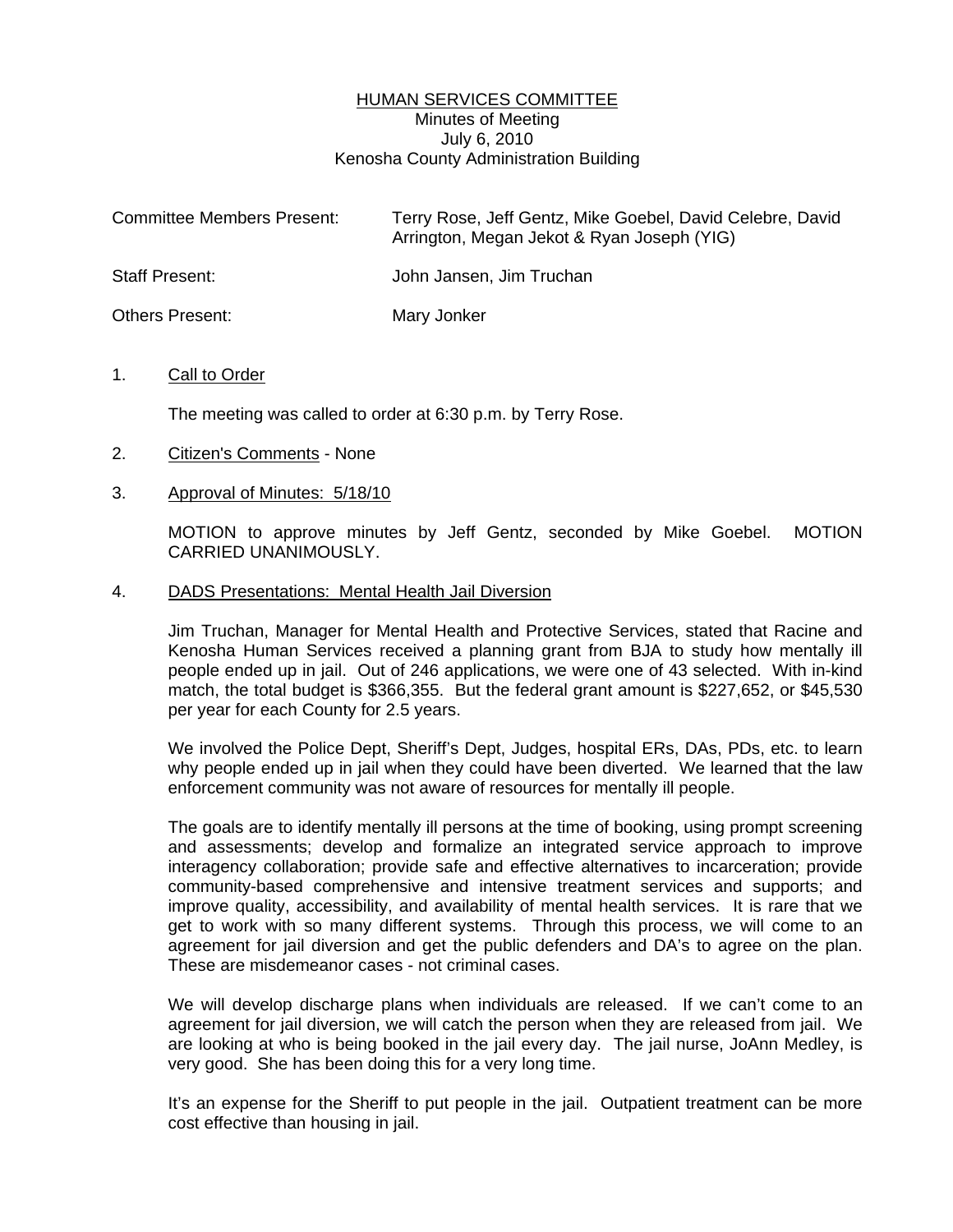# HUMAN SERVICES COMMITTEE

Minutes of Meeting
July 6, 2010
Kenosha County Administration Building

| | |
|---|---|
| Committee Members Present: | Terry Rose, Jeff Gentz, Mike Goebel, David Celebre, David Arrington, Megan Jekot & Ryan Joseph (YIG) |
| Staff Present: | John Jansen, Jim Truchan |
| Others Present: | Mary Jonker |

1. Call to Order

   The meeting was called to order at 6:30 p.m. by Terry Rose.

2. Citizen's Comments - None

3. Approval of Minutes: 5/18/10

   MOTION to approve minutes by Jeff Gentz, seconded by Mike Goebel. MOTION CARRIED UNANIMOUSLY.

4. DADS Presentations: Mental Health Jail Diversion

   Jim Truchan, Manager for Mental Health and Protective Services, stated that Racine and Kenosha Human Services received a planning grant from BJA to study how mentally ill people ended up in jail. Out of 246 applications, we were one of 43 selected. With in-kind match, the total budget is $366,355. But the federal grant amount is $227,652, or $45,530 per year for each County for 2.5 years.

   We involved the Police Dept, Sheriff's Dept, Judges, hospital ERs, DAs, PDs, etc. to learn why people ended up in jail when they could have been diverted. We learned that the law enforcement community was not aware of resources for mentally ill people.

   The goals are to identify mentally ill persons at the time of booking, using prompt screening and assessments; develop and formalize an integrated service approach to improve interagency collaboration; provide safe and effective alternatives to incarceration; provide community-based comprehensive and intensive treatment services and supports; and improve quality, accessibility, and availability of mental health services. It is rare that we get to work with so many different systems. Through this process, we will come to an agreement for jail diversion and get the public defenders and DA's to agree on the plan. These are misdemeanor cases - not criminal cases.

   We will develop discharge plans when individuals are released. If we can't come to an agreement for jail diversion, we will catch the person when they are released from jail. We are looking at who is being booked in the jail every day. The jail nurse, JoAnn Medley, is very good. She has been doing this for a very long time.

   It's an expense for the Sheriff to put people in the jail. Outpatient treatment can be more cost effective than housing in jail.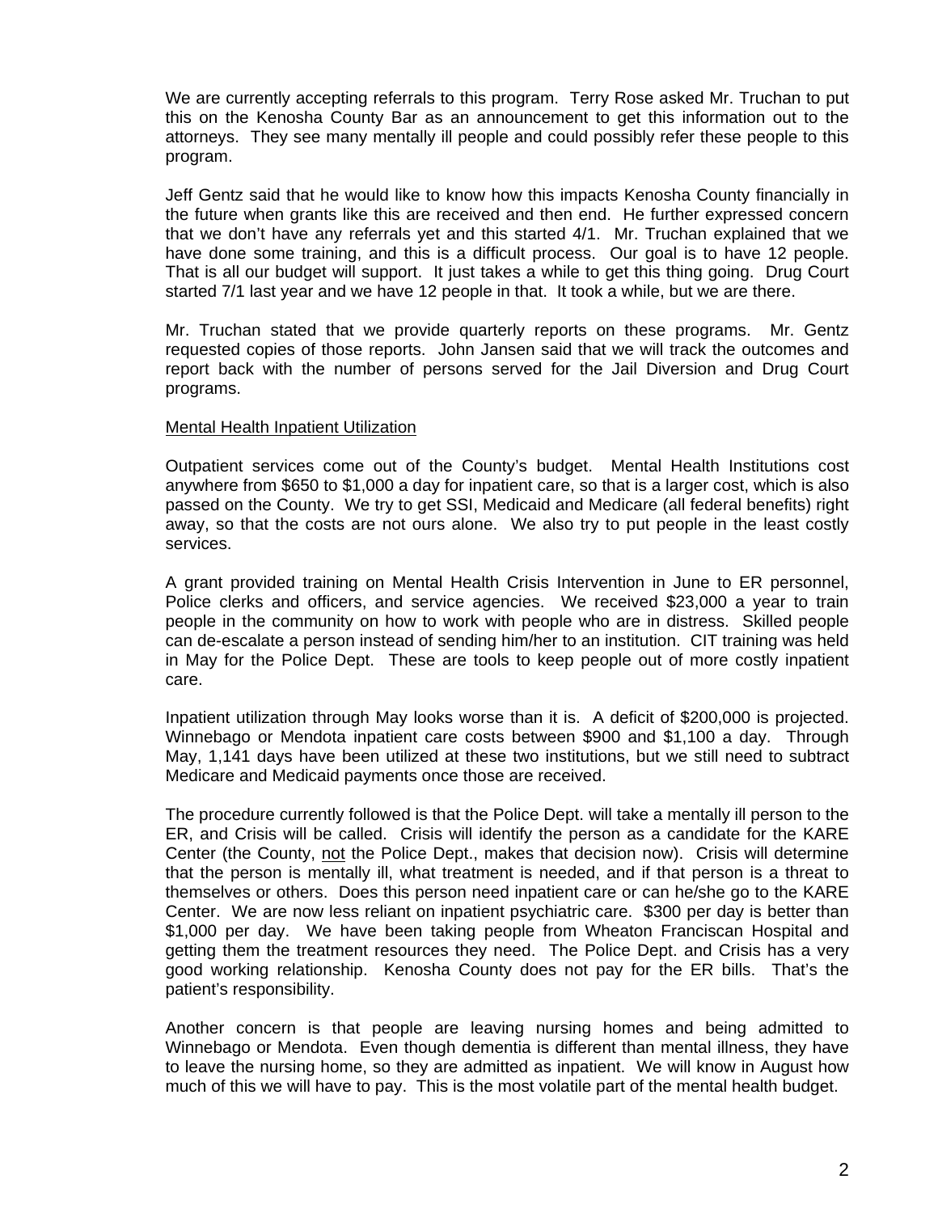We are currently accepting referrals to this program. Terry Rose asked Mr. Truchan to put this on the Kenosha County Bar as an announcement to get this information out to the attorneys. They see many mentally ill people and could possibly refer these people to this program.

Jeff Gentz said that he would like to know how this impacts Kenosha County financially in the future when grants like this are received and then end. He further expressed concern that we don't have any referrals yet and this started 4/1. Mr. Truchan explained that we have done some training, and this is a difficult process. Our goal is to have 12 people. That is all our budget will support. It just takes a while to get this thing going. Drug Court started 7/1 last year and we have 12 people in that. It took a while, but we are there.

Mr. Truchan stated that we provide quarterly reports on these programs. Mr. Gentz requested copies of those reports. John Jansen said that we will track the outcomes and report back with the number of persons served for the Jail Diversion and Drug Court programs.

<u>Mental Health Inpatient Utilization</u>

Outpatient services come out of the County's budget. Mental Health Institutions cost anywhere from $650 to $1,000 a day for inpatient care, so that is a larger cost, which is also passed on the County. We try to get SSI, Medicaid and Medicare (all federal benefits) right away, so that the costs are not ours alone. We also try to put people in the least costly services.

A grant provided training on Mental Health Crisis Intervention in June to ER personnel, Police clerks and officers, and service agencies. We received $23,000 a year to train people in the community on how to work with people who are in distress. Skilled people can de-escalate a person instead of sending him/her to an institution. CIT training was held in May for the Police Dept. These are tools to keep people out of more costly inpatient care.

Inpatient utilization through May looks worse than it is. A deficit of $200,000 is projected. Winnebago or Mendota inpatient care costs between $900 and $1,100 a day. Through May, 1,141 days have been utilized at these two institutions, but we still need to subtract Medicare and Medicaid payments once those are received.

The procedure currently followed is that the Police Dept. will take a mentally ill person to the ER, and Crisis will be called. Crisis will identify the person as a candidate for the KARE Center (the County, <u>not</u> the Police Dept., makes that decision now). Crisis will determine that the person is mentally ill, what treatment is needed, and if that person is a threat to themselves or others. Does this person need inpatient care or can he/she go to the KARE Center. We are now less reliant on inpatient psychiatric care. $300 per day is better than $1,000 per day. We have been taking people from Wheaton Franciscan Hospital and getting them the treatment resources they need. The Police Dept. and Crisis has a very good working relationship. Kenosha County does not pay for the ER bills. That's the patient's responsibility.

Another concern is that people are leaving nursing homes and being admitted to Winnebago or Mendota. Even though dementia is different than mental illness, they have to leave the nursing home, so they are admitted as inpatient. We will know in August how much of this we will have to pay. This is the most volatile part of the mental health budget.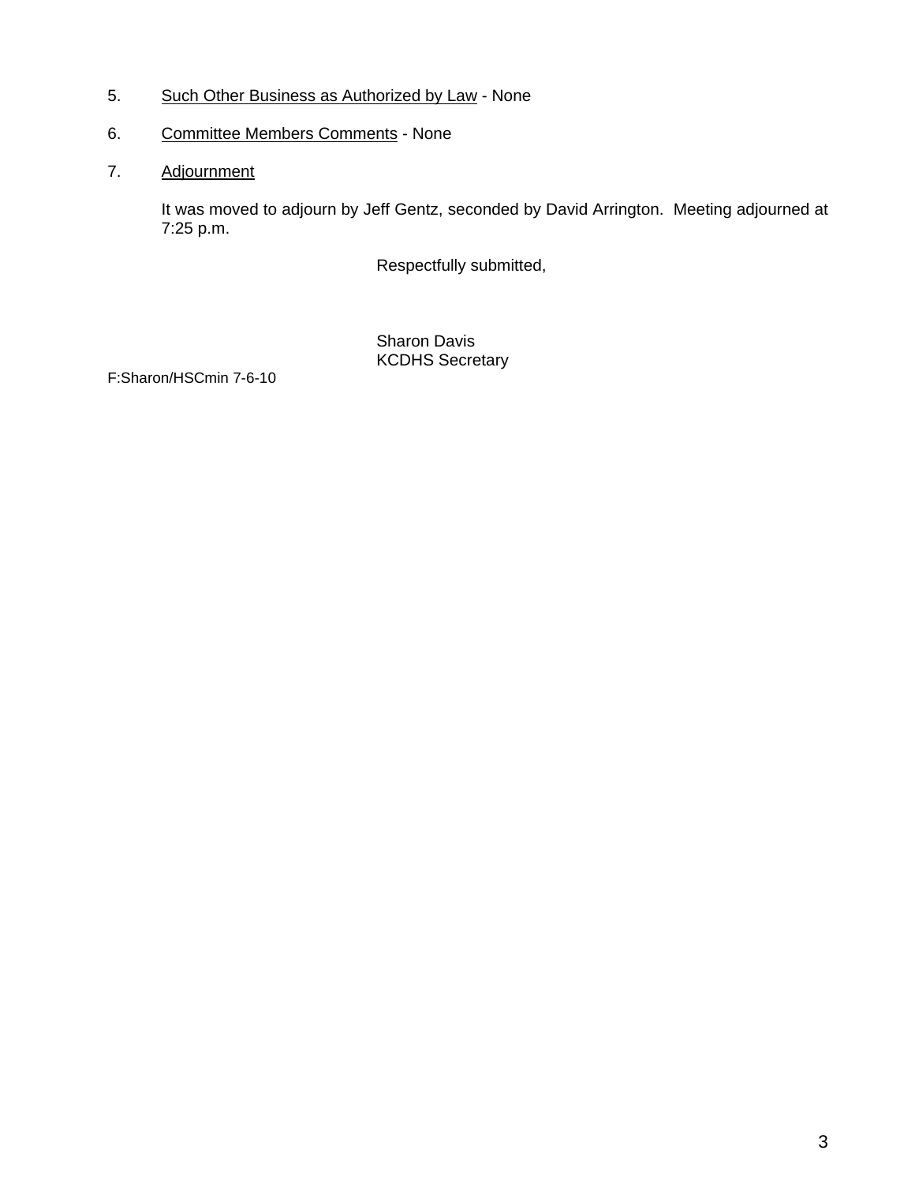5. Such Other Business as Authorized by Law - None

6. Committee Members Comments - None

7. Adjournment

   It was moved to adjourn by Jeff Gentz, seconded by David Arrington. Meeting adjourned at 7:25 p.m.

Respectfully submitted,

Sharon Davis
KCDHS Secretary

F:Sharon/HSCmin 7-6-10